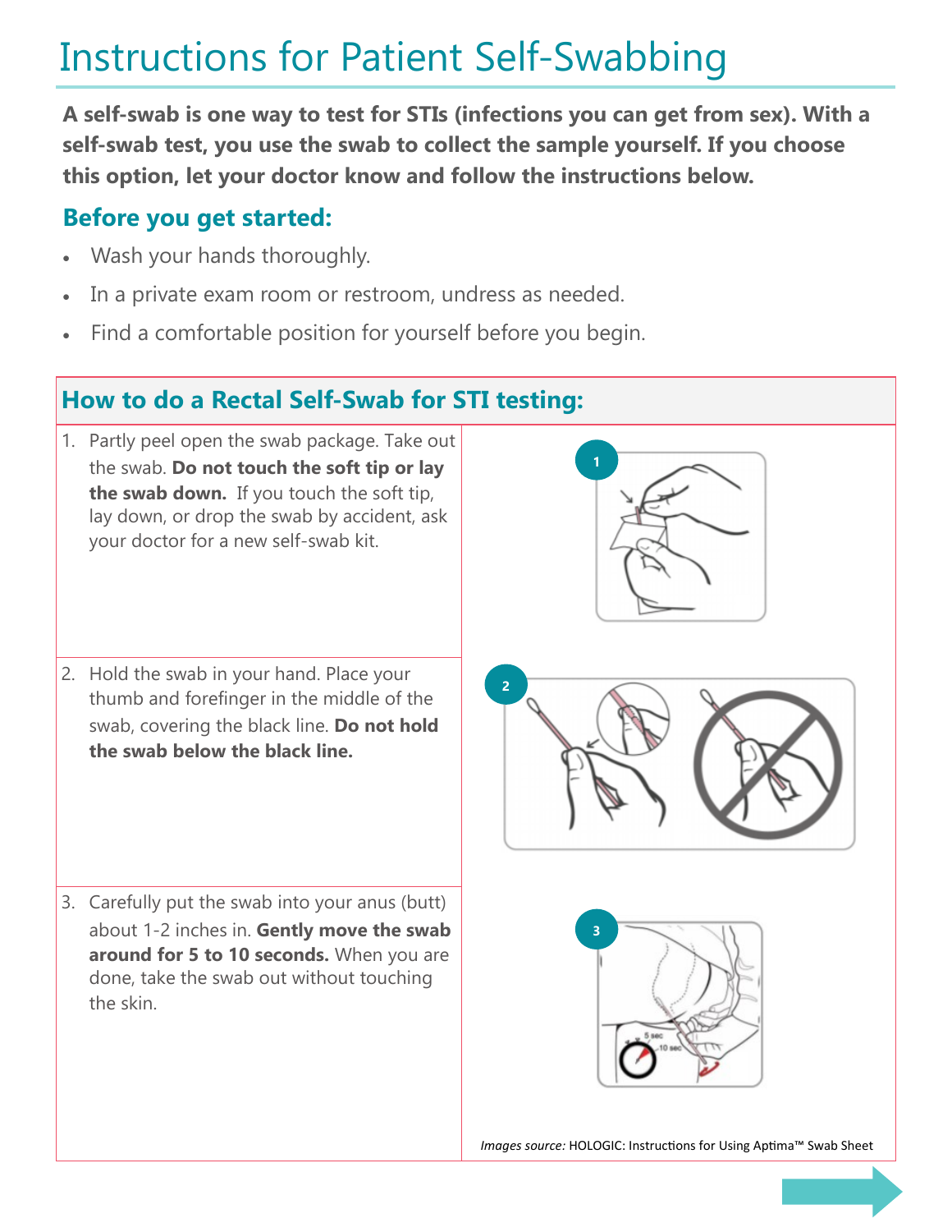# Instructions for Patient Self-Swabbing

**A self-swab is one way to test for STIs (infections you can get from sex). With a self-swab test, you use the swab to collect the sample yourself. If you choose this option, let your doctor know and follow the instructions below.**

## Before you get started:

- Wash your hands thoroughly.
- In a private exam room or restroom, undress as needed.
- Find a comfortable position for yourself before you begin.

## How to do a Rectal Self-Swab for STI testing:

1. Partly peel open the swab package. Take out the swab. **Do not touch the soft tip or lay the swab down.** If you touch the soft tip, lay down, or drop the swab by accident, ask your doctor for a new self-swab kit.
2. Hold the swab in your hand. Place your thumb and forefinger in the middle of the swab, covering the black line. **Do not hold the swab below the black line.**
3. Carefully put the swab into your anus (butt) about 1-2 inches in. **Gently move the swab around for 5 to 10 seconds.** When you are done, take the swab out without touching the skin.

*Images source:* HOLOGIC: Instructions for Using Aptima™ Swab Sheet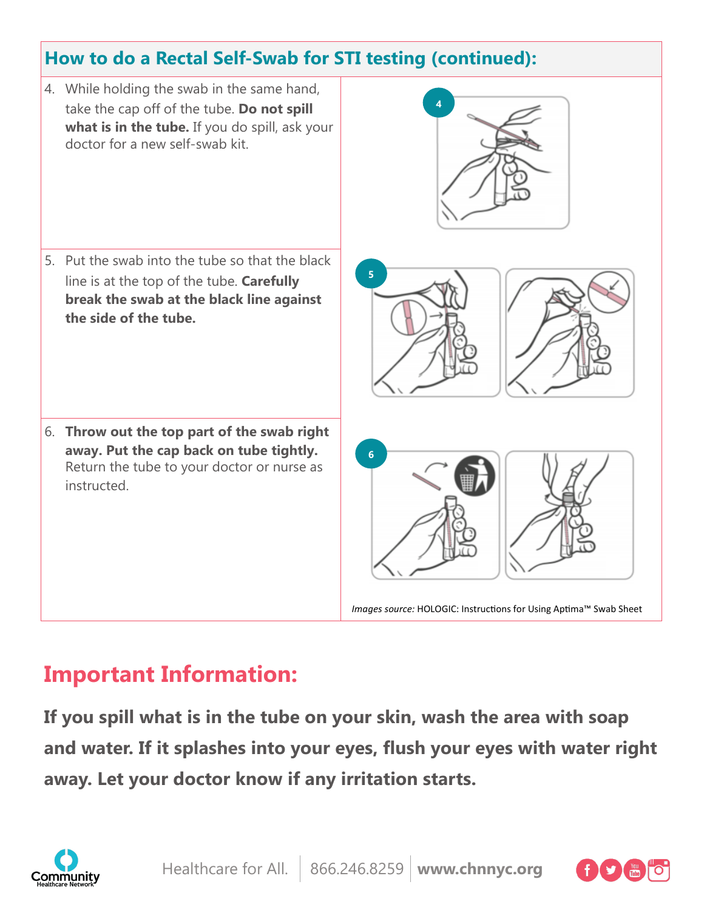## How to do a Rectal Self-Swab for STI testing (continued):

4. While holding the swab in the same hand, take the cap off of the tube. **Do not spill what is in the tube.** If you do spill, ask your doctor for a new self-swab kit.

5. Put the swab into the tube so that the black line is at the top of the tube. **Carefully break the swab at the black line against the side of the tube.**

6. **Throw out the top part of the swab right away. Put the cap back on tube tightly.** Return the tube to your doctor or nurse as instructed.

*Images source:* HOLOGIC: Instructions for Using Aptima™ Swab Sheet

## Important Information:

**If you spill what is in the tube on your skin, wash the area with soap and water. If it splashes into your eyes, flush your eyes with water right away. Let your doctor know if any irritation starts.**

Community Healthcare Network | Healthcare for All. | 866.246.8259 | **www.chnnyc.org**